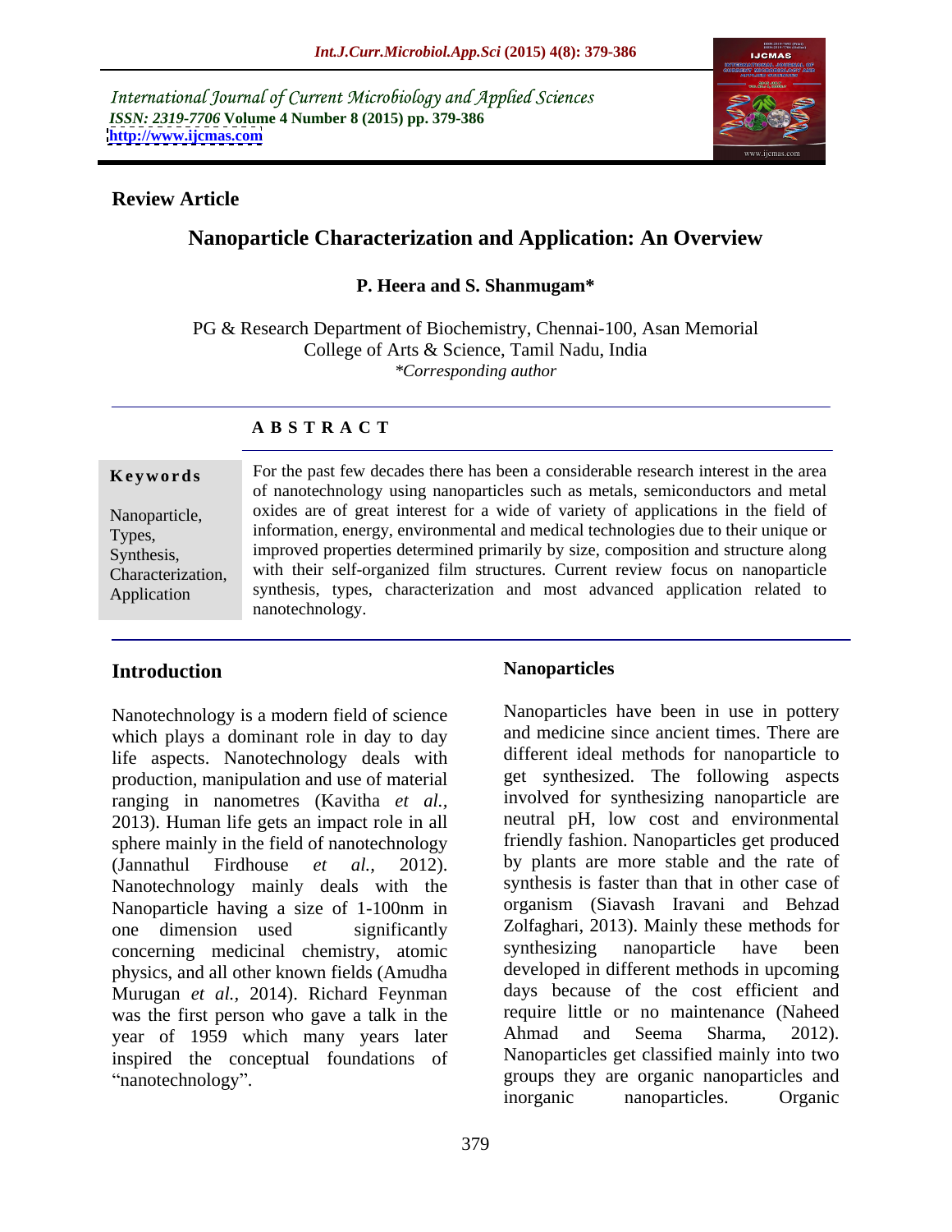International Journal of Current Microbiology and Applied Sciences
*ISSN: 2319-7706* **Volume 4 Number 8 (2015) pp. 379-386**
**http://www.ijcmas.com**

**Review Article**

# Nanoparticle Characterization and Application: An Overview

**P. Heera and S. Shanmugam***

PG & Research Department of Biochemistry, Chennai-100, Asan Memorial College of Arts & Science, Tamil Nadu, India
*\*Corresponding author*

**A B S T R A C T**

**Keywords**

Nanoparticle, Types, Synthesis, Characterization, Application

For the past few decades there has been a considerable research interest in the area of nanotechnology using nanoparticles such as metals, semiconductors and metal oxides are of great interest for a wide of variety of applications in the field of information, energy, environmental and medical technologies due to their unique or improved properties determined primarily by size, composition and structure along with their self-organized film structures. Current review focus on nanoparticle synthesis, types, characterization and most advanced application related to nanotechnology.

## Introduction

Nanotechnology is a modern field of science which plays a dominant role in day to day life aspects. Nanotechnology deals with production, manipulation and use of material ranging in nanometres (Kavitha *et al.,* 2013). Human life gets an impact role in all sphere mainly in the field of nanotechnology (Jannathul Firdhouse *et al.,* 2012). Nanotechnology mainly deals with the Nanoparticle having a size of 1-100nm in one dimension used significantly concerning medicinal chemistry, atomic physics, and all other known fields (Amudha Murugan *et al.,* 2014). Richard Feynman was the first person who gave a talk in the year of 1959 which many years later inspired the conceptual foundations of "nanotechnology".

## Nanoparticles

Nanoparticles have been in use in pottery and medicine since ancient times. There are different ideal methods for nanoparticle to get synthesized. The following aspects involved for synthesizing nanoparticle are neutral pH, low cost and environmental friendly fashion. Nanoparticles get produced by plants are more stable and the rate of synthesis is faster than that in other case of organism (Siavash Iravani and Behzad Zolfaghari, 2013). Mainly these methods for synthesizing nanoparticle have been developed in different methods in upcoming days because of the cost efficient and require little or no maintenance (Naheed Ahmad and Seema Sharma, 2012). Nanoparticles get classified mainly into two groups they are organic nanoparticles and inorganic nanoparticles. Organic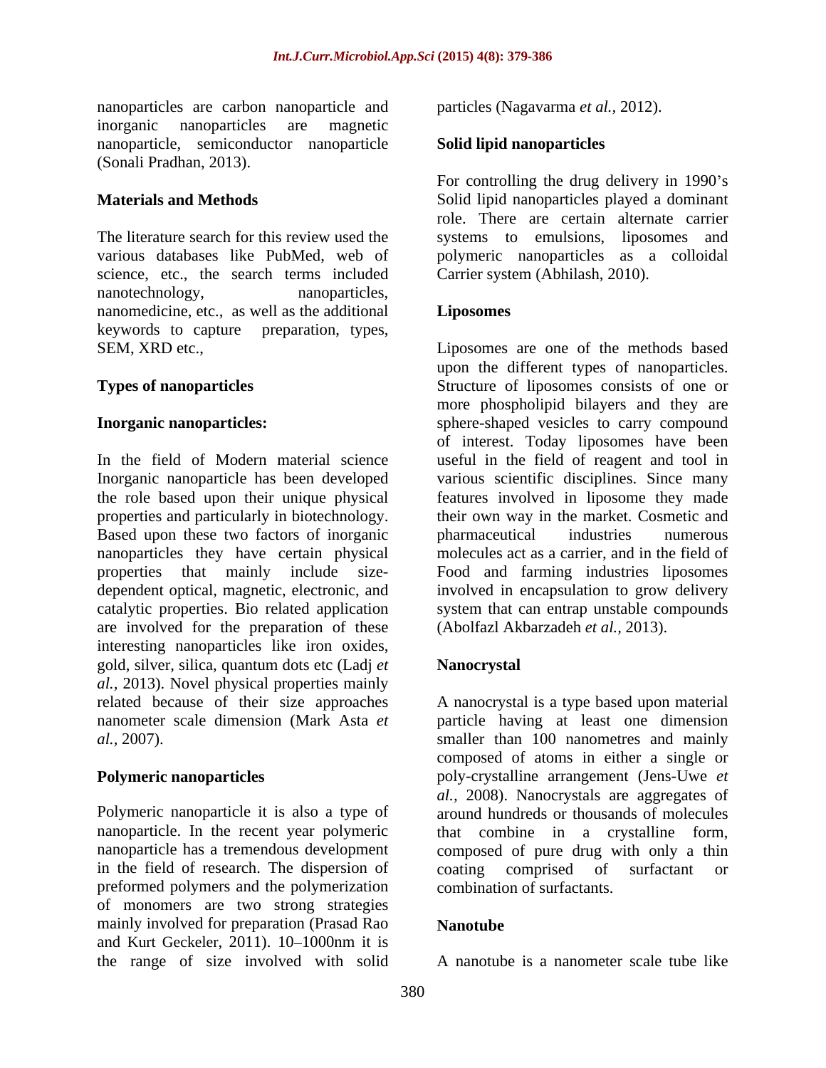nanoparticles are carbon nanoparticle and inorganic nanoparticles are magnetic nanoparticle, semiconductor nanoparticle (Sonali Pradhan, 2013).

## Materials and Methods

The literature search for this review used the various databases like PubMed, web of science, etc., the search terms included nanotechnology, nanoparticles, nanomedicine, etc., as well as the additional keywords to capture preparation, types, SEM, XRD etc.,

## Types of nanoparticles

### Inorganic nanoparticles:

In the field of Modern material science Inorganic nanoparticle has been developed the role based upon their unique physical properties and particularly in biotechnology. Based upon these two factors of inorganic nanoparticles they have certain physical properties that mainly include size-dependent optical, magnetic, electronic, and catalytic properties. Bio related application are involved for the preparation of these interesting nanoparticles like iron oxides, gold, silver, silica, quantum dots etc (Ladj *et al.,* 2013). Novel physical properties mainly related because of their size approaches nanometer scale dimension (Mark Asta *et al.,* 2007).

### Polymeric nanoparticles

Polymeric nanoparticle it is also a type of nanoparticle. In the recent year polymeric nanoparticle has a tremendous development in the field of research. The dispersion of preformed polymers and the polymerization of monomers are two strong strategies mainly involved for preparation (Prasad Rao and Kurt Geckeler, 2011). 10–1000nm it is the range of size involved with solid particles (Nagavarma *et al.,* 2012).

### Solid lipid nanoparticles

For controlling the drug delivery in 1990's Solid lipid nanoparticles played a dominant role. There are certain alternate carrier systems to emulsions, liposomes and polymeric nanoparticles as a colloidal Carrier system (Abhilash, 2010).

### Liposomes

Liposomes are one of the methods based upon the different types of nanoparticles. Structure of liposomes consists of one or more phospholipid bilayers and they are sphere-shaped vesicles to carry compound of interest. Today liposomes have been useful in the field of reagent and tool in various scientific disciplines. Since many features involved in liposome they made their own way in the market. Cosmetic and pharmaceutical industries numerous molecules act as a carrier, and in the field of Food and farming industries liposomes involved in encapsulation to grow delivery system that can entrap unstable compounds (Abolfazl Akbarzadeh *et al.,* 2013).

### Nanocrystal

A nanocrystal is a type based upon material particle having at least one dimension smaller than 100 nanometres and mainly composed of atoms in either a single or poly-crystalline arrangement (Jens-Uwe *et al.,* 2008). Nanocrystals are aggregates of around hundreds or thousands of molecules that combine in a crystalline form, composed of pure drug with only a thin coating comprised of surfactant or combination of surfactants.

### Nanotube

A nanotube is a nanometer scale tube like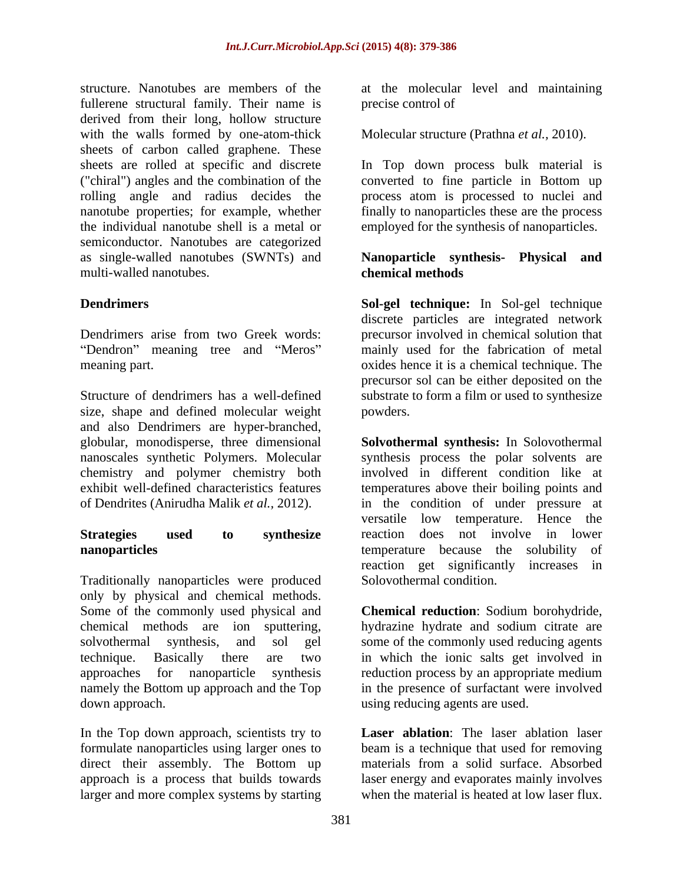structure. Nanotubes are members of the fullerene structural family. Their name is derived from their long, hollow structure with the walls formed by one-atom-thick sheets of carbon called graphene. These sheets are rolled at specific and discrete ("chiral") angles and the combination of the rolling angle and radius decides the nanotube properties; for example, whether the individual nanotube shell is a metal or semiconductor. Nanotubes are categorized as single-walled nanotubes (SWNTs) and multi-walled nanotubes.

### Dendrimers

Dendrimers arise from two Greek words: "Dendron" meaning tree and "Meros" meaning part.

Structure of dendrimers has a well-defined size, shape and defined molecular weight and also Dendrimers are hyper-branched, globular, monodisperse, three dimensional nanoscales synthetic Polymers. Molecular chemistry and polymer chemistry both exhibit well-defined characteristics features of Dendrites (Anirudha Malik *et al.,* 2012).

### Strategies used to synthesize nanoparticles

Traditionally nanoparticles were produced only by physical and chemical methods. Some of the commonly used physical and chemical methods are ion sputtering, solvothermal synthesis, and sol gel technique. Basically there are two approaches for nanoparticle synthesis namely the Bottom up approach and the Top down approach.

In the Top down approach, scientists try to formulate nanoparticles using larger ones to direct their assembly. The Bottom up approach is a process that builds towards larger and more complex systems by starting at the molecular level and maintaining precise control of

Molecular structure (Prathna *et al.,* 2010).

In Top down process bulk material is converted to fine particle in Bottom up process atom is processed to nuclei and finally to nanoparticles these are the process employed for the synthesis of nanoparticles.

### Nanoparticle synthesis- Physical and chemical methods

**Sol-gel technique:** In Sol-gel technique discrete particles are integrated network precursor involved in chemical solution that mainly used for the fabrication of metal oxides hence it is a chemical technique. The precursor sol can be either deposited on the substrate to form a film or used to synthesize powders.

**Solvothermal synthesis:** In Solovothermal synthesis process the polar solvents are involved in different condition like at temperatures above their boiling points and in the condition of under pressure at versatile low temperature. Hence the reaction does not involve in lower temperature because the solubility of reaction get significantly increases in Solovothermal condition.

**Chemical reduction**: Sodium borohydride, hydrazine hydrate and sodium citrate are some of the commonly used reducing agents in which the ionic salts get involved in reduction process by an appropriate medium in the presence of surfactant were involved using reducing agents are used.

**Laser ablation**: The laser ablation laser beam is a technique that used for removing materials from a solid surface. Absorbed laser energy and evaporates mainly involves when the material is heated at low laser flux.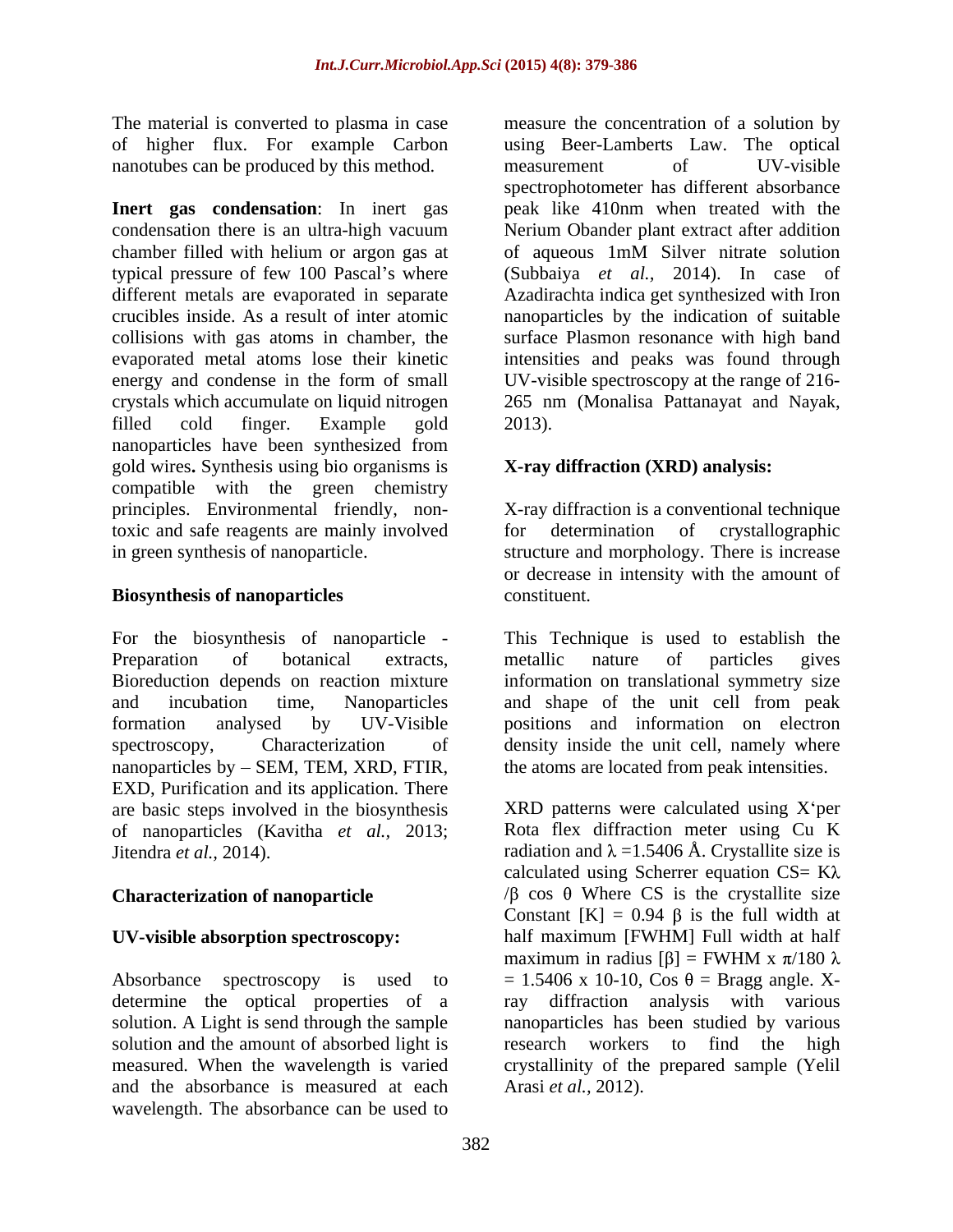The material is converted to plasma in case of higher flux. For example Carbon nanotubes can be produced by this method.

**Inert gas condensation**: In inert gas condensation there is an ultra-high vacuum chamber filled with helium or argon gas at typical pressure of few 100 Pascal's where different metals are evaporated in separate crucibles inside. As a result of inter atomic collisions with gas atoms in chamber, the evaporated metal atoms lose their kinetic energy and condense in the form of small crystals which accumulate on liquid nitrogen filled cold finger. Example gold nanoparticles have been synthesized from gold wires**.** Synthesis using bio organisms is compatible with the green chemistry principles. Environmental friendly, non-toxic and safe reagents are mainly involved in green synthesis of nanoparticle.

## Biosynthesis of nanoparticles

For the biosynthesis of nanoparticle - Preparation of botanical extracts, Bioreduction depends on reaction mixture and incubation time, Nanoparticles formation analysed by UV-Visible spectroscopy, Characterization of nanoparticles by – SEM, TEM, XRD, FTIR, EXD, Purification and its application. There are basic steps involved in the biosynthesis of nanoparticles (Kavitha *et al.,* 2013; Jitendra *et al.,* 2014).

## Characterization of nanoparticle

### UV-visible absorption spectroscopy:

Absorbance spectroscopy is used to determine the optical properties of a solution. A Light is send through the sample solution and the amount of absorbed light is measured. When the wavelength is varied and the absorbance is measured at each wavelength. The absorbance can be used to measure the concentration of a solution by using Beer-Lamberts Law. The optical measurement of UV-visible spectrophotometer has different absorbance peak like 410nm when treated with the Nerium Obander plant extract after addition of aqueous 1mM Silver nitrate solution (Subbaiya *et al.,* 2014). In case of Azadirachta indica get synthesized with Iron nanoparticles by the indication of suitable surface Plasmon resonance with high band intensities and peaks was found through UV-visible spectroscopy at the range of 216-265 nm (Monalisa Pattanayat and Nayak, 2013).

### X-ray diffraction (XRD) analysis:

X-ray diffraction is a conventional technique for determination of crystallographic structure and morphology. There is increase or decrease in intensity with the amount of constituent.

This Technique is used to establish the metallic nature of particles gives information on translational symmetry size and shape of the unit cell from peak positions and information on electron density inside the unit cell, namely where the atoms are located from peak intensities.

XRD patterns were calculated using X'per Rota flex diffraction meter using Cu K radiation and $\lambda$ =1.5406 Å. Crystallite size is calculated using Scherrer equation CS= $K\lambda / \beta \cos\theta$ Where CS is the crystallite size Constant [K] = 0.94 $\beta$ is the full width at half maximum [FWHM] Full width at half maximum in radius [$\beta$] = FWHM x $\pi$/180 $\lambda$ = 1.5406 x 10-10, Cos $\theta$ = Bragg angle. X-ray diffraction analysis with various nanoparticles has been studied by various research workers to find the high crystallinity of the prepared sample (Yelil Arasi *et al.,* 2012).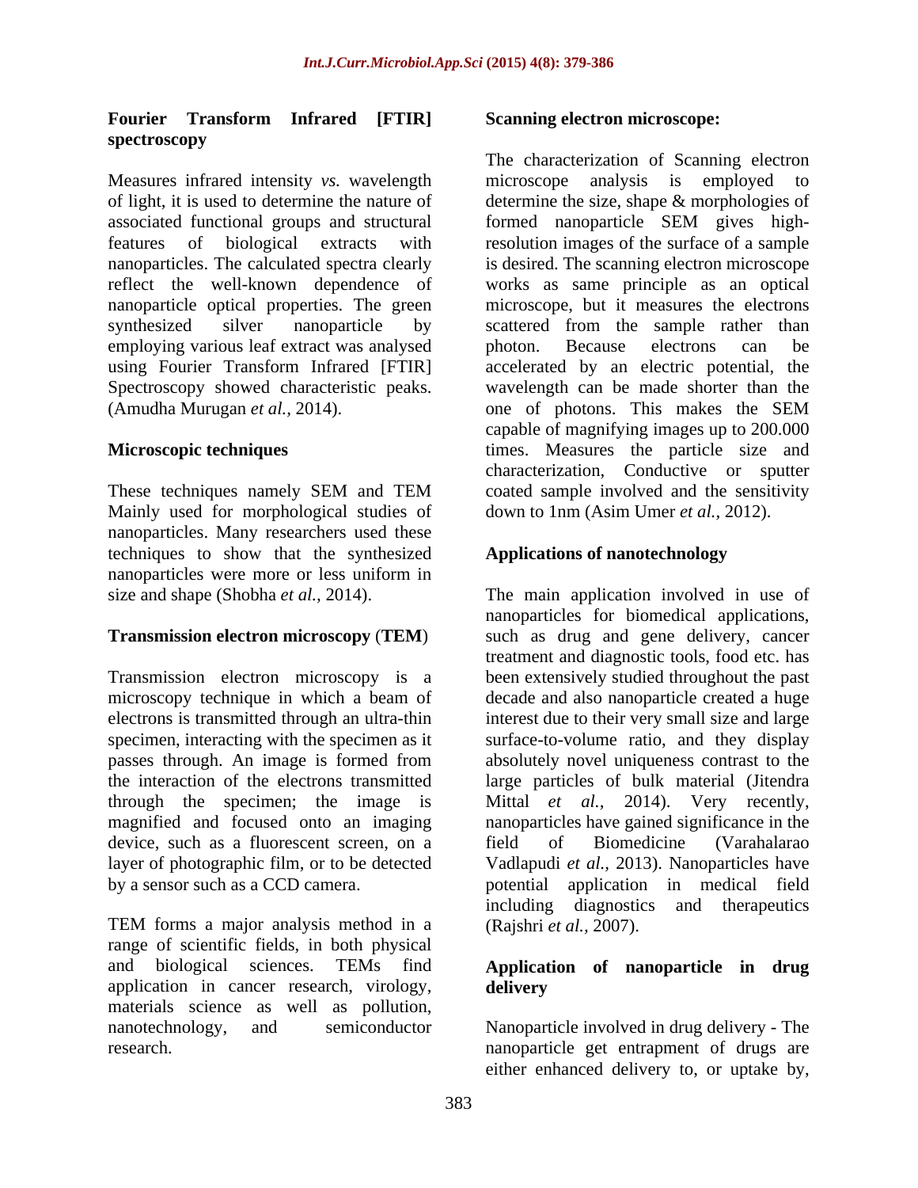## Fourier Transform Infrared [FTIR] spectroscopy

Measures infrared intensity *vs.* wavelength of light, it is used to determine the nature of associated functional groups and structural features of biological extracts with nanoparticles. The calculated spectra clearly reflect the well-known dependence of nanoparticle optical properties. The green synthesized silver nanoparticle by employing various leaf extract was analysed using Fourier Transform Infrared [FTIR] Spectroscopy showed characteristic peaks. (Amudha Murugan *et al.,* 2014).

## Microscopic techniques

These techniques namely SEM and TEM Mainly used for morphological studies of nanoparticles. Many researchers used these techniques to show that the synthesized nanoparticles were more or less uniform in size and shape (Shobha *et al.,* 2014).

## Transmission electron microscopy (TEM)

Transmission electron microscopy is a microscopy technique in which a beam of electrons is transmitted through an ultra-thin specimen, interacting with the specimen as it passes through. An image is formed from the interaction of the electrons transmitted through the specimen; the image is magnified and focused onto an imaging device, such as a fluorescent screen, on a layer of photographic film, or to be detected by a sensor such as a CCD camera.

TEM forms a major analysis method in a range of scientific fields, in both physical and biological sciences. TEMs find application in cancer research, virology, materials science as well as pollution, nanotechnology, and semiconductor research.

## Scanning electron microscope:

The characterization of Scanning electron microscope analysis is employed to determine the size, shape & morphologies of formed nanoparticle SEM gives high-resolution images of the surface of a sample is desired. The scanning electron microscope works as same principle as an optical microscope, but it measures the electrons scattered from the sample rather than photon. Because electrons can be accelerated by an electric potential, the wavelength can be made shorter than the one of photons. This makes the SEM capable of magnifying images up to 200.000 times. Measures the particle size and characterization, Conductive or sputter coated sample involved and the sensitivity down to 1nm (Asim Umer *et al.,* 2012).

## Applications of nanotechnology

The main application involved in use of nanoparticles for biomedical applications, such as drug and gene delivery, cancer treatment and diagnostic tools, food etc. has been extensively studied throughout the past decade and also nanoparticle created a huge interest due to their very small size and large surface-to-volume ratio, and they display absolutely novel uniqueness contrast to the large particles of bulk material (Jitendra Mittal *et al.,* 2014). Very recently, nanoparticles have gained significance in the field of Biomedicine (Varahalarao Vadlapudi *et al.,* 2013). Nanoparticles have potential application in medical field including diagnostics and therapeutics (Rajshri *et al.,* 2007).

## Application of nanoparticle in drug delivery

Nanoparticle involved in drug delivery - The nanoparticle get entrapment of drugs are either enhanced delivery to, or uptake by,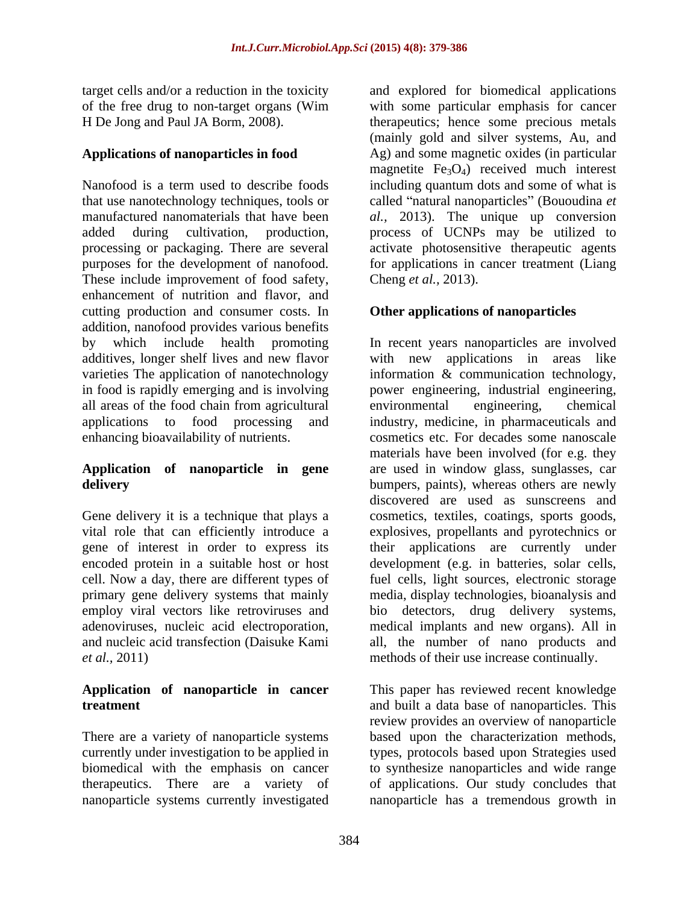target cells and/or a reduction in the toxicity of the free drug to non-target organs (Wim H De Jong and Paul JA Borm, 2008).

## Applications of nanoparticles in food

Nanofood is a term used to describe foods that use nanotechnology techniques, tools or manufactured nanomaterials that have been added during cultivation, production, processing or packaging. There are several purposes for the development of nanofood. These include improvement of food safety, enhancement of nutrition and flavor, and cutting production and consumer costs. In addition, nanofood provides various benefits by which include health promoting additives, longer shelf lives and new flavor varieties The application of nanotechnology in food is rapidly emerging and is involving all areas of the food chain from agricultural applications to food processing and enhancing bioavailability of nutrients.

## Application of nanoparticle in gene delivery

Gene delivery it is a technique that plays a vital role that can efficiently introduce a gene of interest in order to express its encoded protein in a suitable host or host cell. Now a day, there are different types of primary gene delivery systems that mainly employ viral vectors like retroviruses and adenoviruses, nucleic acid electroporation, and nucleic acid transfection (Daisuke Kami *et al.,* 2011)

## Application of nanoparticle in cancer treatment

There are a variety of nanoparticle systems currently under investigation to be applied in biomedical with the emphasis on cancer therapeutics. There are a variety of nanoparticle systems currently investigated and explored for biomedical applications with some particular emphasis for cancer therapeutics; hence some precious metals (mainly gold and silver systems, Au, and Ag) and some magnetic oxides (in particular magnetite $Fe_3O_4$) received much interest including quantum dots and some of what is called "natural nanoparticles" (Bououdina *et al.,* 2013). The unique up conversion process of UCNPs may be utilized to activate photosensitive therapeutic agents for applications in cancer treatment (Liang Cheng *et al.,* 2013).

## Other applications of nanoparticles

In recent years nanoparticles are involved with new applications in areas like information & communication technology, power engineering, industrial engineering, environmental engineering, chemical industry, medicine, in pharmaceuticals and cosmetics etc. For decades some nanoscale materials have been involved (for e.g. they are used in window glass, sunglasses, car bumpers, paints), whereas others are newly discovered are used as sunscreens and cosmetics, textiles, coatings, sports goods, explosives, propellants and pyrotechnics or their applications are currently under development (e.g. in batteries, solar cells, fuel cells, light sources, electronic storage media, display technologies, bioanalysis and bio detectors, drug delivery systems, medical implants and new organs). All in all, the number of nano products and methods of their use increase continually.

This paper has reviewed recent knowledge and built a data base of nanoparticles. This review provides an overview of nanoparticle based upon the characterization methods, types, protocols based upon Strategies used to synthesize nanoparticles and wide range of applications. Our study concludes that nanoparticle has a tremendous growth in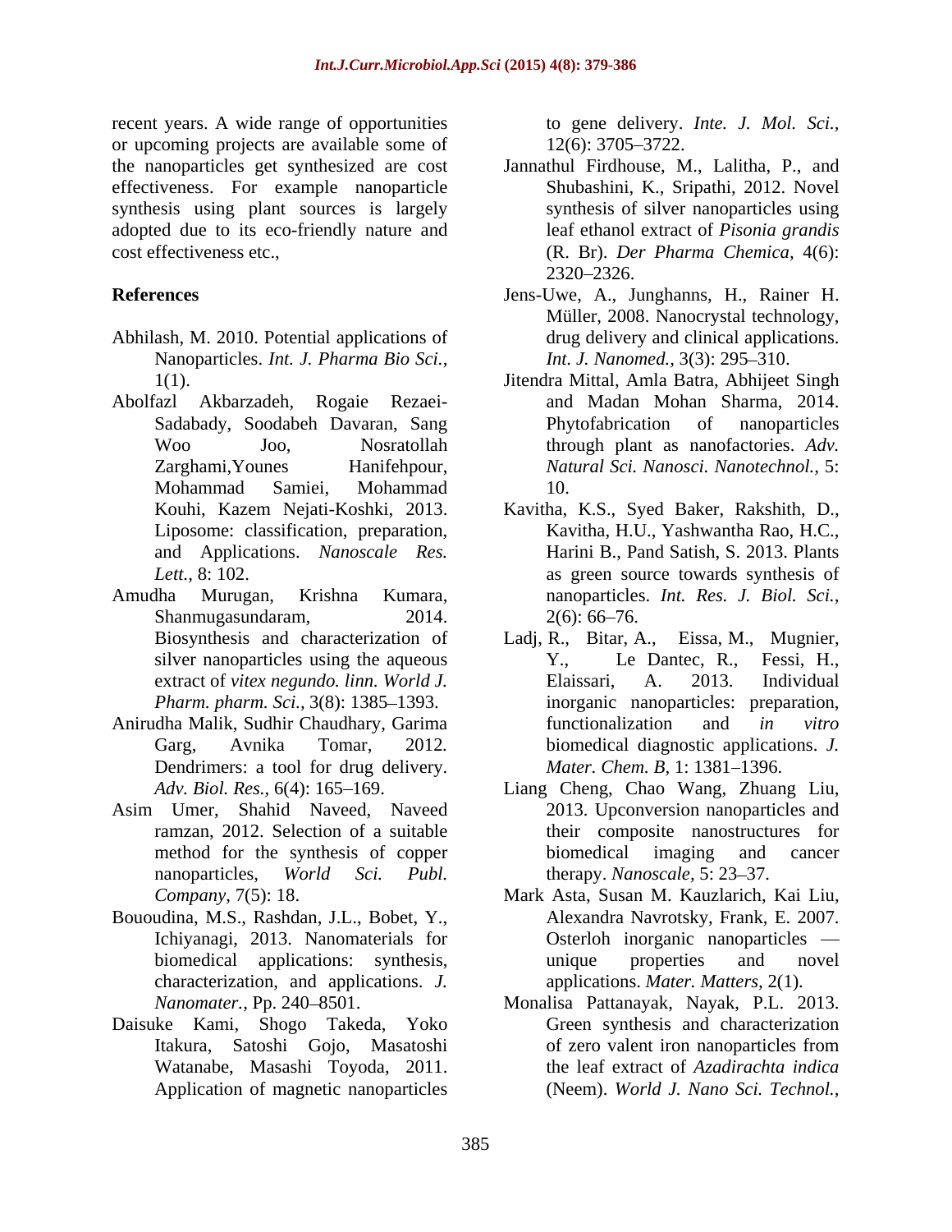recent years. A wide range of opportunities or upcoming projects are available some of the nanoparticles get synthesized are cost effectiveness. For example nanoparticle synthesis using plant sources is largely adopted due to its eco-friendly nature and cost effectiveness etc.,

## References

Abhilash, M. 2010. Potential applications of Nanoparticles. *Int. J. Pharma Bio Sci.,* 1(1).

Abolfazl Akbarzadeh, Rogaie Rezaei-Sadabady, Soodabeh Davaran, Sang Woo Joo, Nosratollah Zarghami,Younes Hanifehpour, Mohammad Samiei, Mohammad Kouhi, Kazem Nejati-Koshki, 2013. Liposome: classification, preparation, and Applications. *Nanoscale Res. Lett.,* 8: 102.

Amudha Murugan, Krishna Kumara, Shanmugasundaram, 2014. Biosynthesis and characterization of silver nanoparticles using the aqueous extract of *vitex negundo. linn. World J. Pharm. pharm. Sci.,* 3(8): 1385–1393.

Anirudha Malik, Sudhir Chaudhary, Garima Garg, Avnika Tomar, 2012. Dendrimers: a tool for drug delivery. *Adv. Biol. Res.,* 6(4): 165–169.

Asim Umer, Shahid Naveed, Naveed ramzan, 2012. Selection of a suitable method for the synthesis of copper nanoparticles, *World Sci. Publ. Company,* 7(5): 18.

Bououdina, M.S., Rashdan, J.L., Bobet, Y., Ichiyanagi, 2013. Nanomaterials for biomedical applications: synthesis, characterization, and applications. *J. Nanomater.,* Pp. 240–8501.

Daisuke Kami, Shogo Takeda, Yoko Itakura, Satoshi Gojo, Masatoshi Watanabe, Masashi Toyoda, 2011. Application of magnetic nanoparticles to gene delivery. *Inte. J. Mol. Sci.,* 12(6): 3705–3722.

Jannathul Firdhouse, M., Lalitha, P., and Shubashini, K., Sripathi, 2012. Novel synthesis of silver nanoparticles using leaf ethanol extract of *Pisonia grandis* (R. Br). *Der Pharma Chemica,* 4(6): 2320–2326.

Jens-Uwe, A., Junghanns, H., Rainer H. Müller, 2008. Nanocrystal technology, drug delivery and clinical applications. *Int. J. Nanomed.,* 3(3): 295–310.

Jitendra Mittal, Amla Batra, Abhijeet Singh and Madan Mohan Sharma, 2014. Phytofabrication of nanoparticles through plant as nanofactories. *Adv. Natural Sci. Nanosci. Nanotechnol.,* 5: 10.

Kavitha, K.S., Syed Baker, Rakshith, D., Kavitha, H.U., Yashwantha Rao, H.C., Harini B., Pand Satish, S. 2013. Plants as green source towards synthesis of nanoparticles. *Int. Res. J. Biol. Sci.,* 2(6): 66–76.

Ladj, R., Bitar, A., Eissa, M., Mugnier, Y., Le Dantec, R., Fessi, H., Elaissari, A. 2013. Individual inorganic nanoparticles: preparation, functionalization and *in vitro* biomedical diagnostic applications. *J. Mater. Chem. B,* 1: 1381–1396.

Liang Cheng, Chao Wang, Zhuang Liu, 2013. Upconversion nanoparticles and their composite nanostructures for biomedical imaging and cancer therapy. *Nanoscale,* 5: 23–37.

Mark Asta, Susan M. Kauzlarich, Kai Liu, Alexandra Navrotsky, Frank, E. 2007. Osterloh inorganic nanoparticles — unique properties and novel applications. *Mater. Matters,* 2(1).

Monalisa Pattanayak, Nayak, P.L. 2013. Green synthesis and characterization of zero valent iron nanoparticles from the leaf extract of *Azadirachta indica* (Neem). *World J. Nano Sci. Technol.,*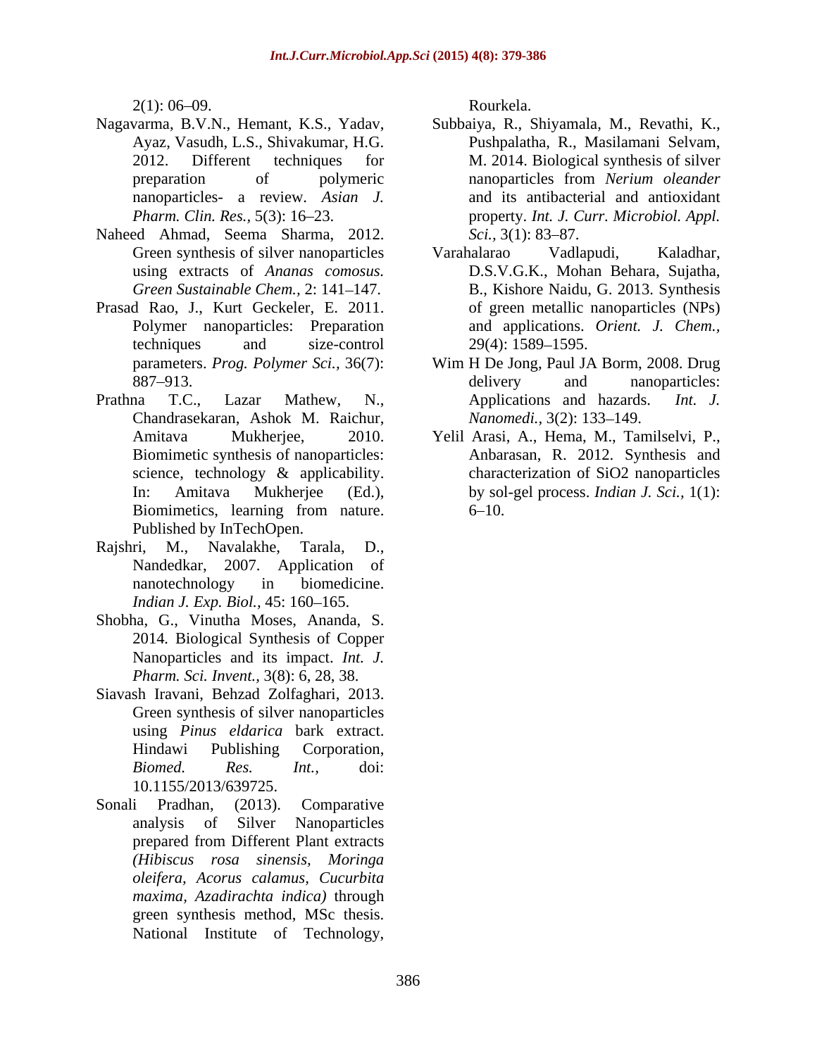2(1): 06–09.

Nagavarma, B.V.N., Hemant, K.S., Yadav, Ayaz, Vasudh, L.S., Shivakumar, H.G. 2012. Different techniques for preparation of polymeric nanoparticles- a review. *Asian J. Pharm. Clin. Res.,* 5(3): 16–23.

Naheed Ahmad, Seema Sharma, 2012. Green synthesis of silver nanoparticles using extracts of *Ananas comosus. Green Sustainable Chem.,* 2: 141–147.

Prasad Rao, J., Kurt Geckeler, E. 2011. Polymer nanoparticles: Preparation techniques and size-control parameters. *Prog. Polymer Sci.,* 36(7): 887–913.

Prathna T.C., Lazar Mathew, N., Chandrasekaran, Ashok M. Raichur, Amitava Mukherjee, 2010. Biomimetic synthesis of nanoparticles: science, technology & applicability. In: Amitava Mukherjee (Ed.), Biomimetics, learning from nature. Published by InTechOpen.

Rajshri, M., Navalakhe, Tarala, D., Nandedkar, 2007. Application of nanotechnology in biomedicine. *Indian J. Exp. Biol.,* 45: 160–165.

Shobha, G., Vinutha Moses, Ananda, S. 2014. Biological Synthesis of Copper Nanoparticles and its impact. *Int. J. Pharm. Sci. Invent.,* 3(8): 6, 28, 38.

Siavash Iravani, Behzad Zolfaghari, 2013. Green synthesis of silver nanoparticles using *Pinus eldarica* bark extract. Hindawi Publishing Corporation, *Biomed. Res. Int.,* doi: 10.1155/2013/639725.

Sonali Pradhan, (2013). Comparative analysis of Silver Nanoparticles prepared from Different Plant extracts *(Hibiscus rosa sinensis, Moringa oleifera, Acorus calamus, Cucurbita maxima, Azadirachta indica)* through green synthesis method, MSc thesis. National Institute of Technology, Rourkela.

Subbaiya, R., Shiyamala, M., Revathi, K., Pushpalatha, R., Masilamani Selvam, M. 2014. Biological synthesis of silver nanoparticles from *Nerium oleander* and its antibacterial and antioxidant property. *Int. J. Curr. Microbiol. Appl. Sci.,* 3(1): 83–87.

Varahalarao Vadlapudi, Kaladhar, D.S.V.G.K., Mohan Behara, Sujatha, B., Kishore Naidu, G. 2013. Synthesis of green metallic nanoparticles (NPs) and applications. *Orient. J. Chem.,* 29(4): 1589–1595.

Wim H De Jong, Paul JA Borm, 2008. Drug delivery and nanoparticles: Applications and hazards. *Int. J. Nanomedi.,* 3(2): 133–149.

Yelil Arasi, A., Hema, M., Tamilselvi, P., Anbarasan, R. 2012. Synthesis and characterization of $SiO_2$ nanoparticles by sol-gel process. *Indian J. Sci.,* 1(1): 6–10.